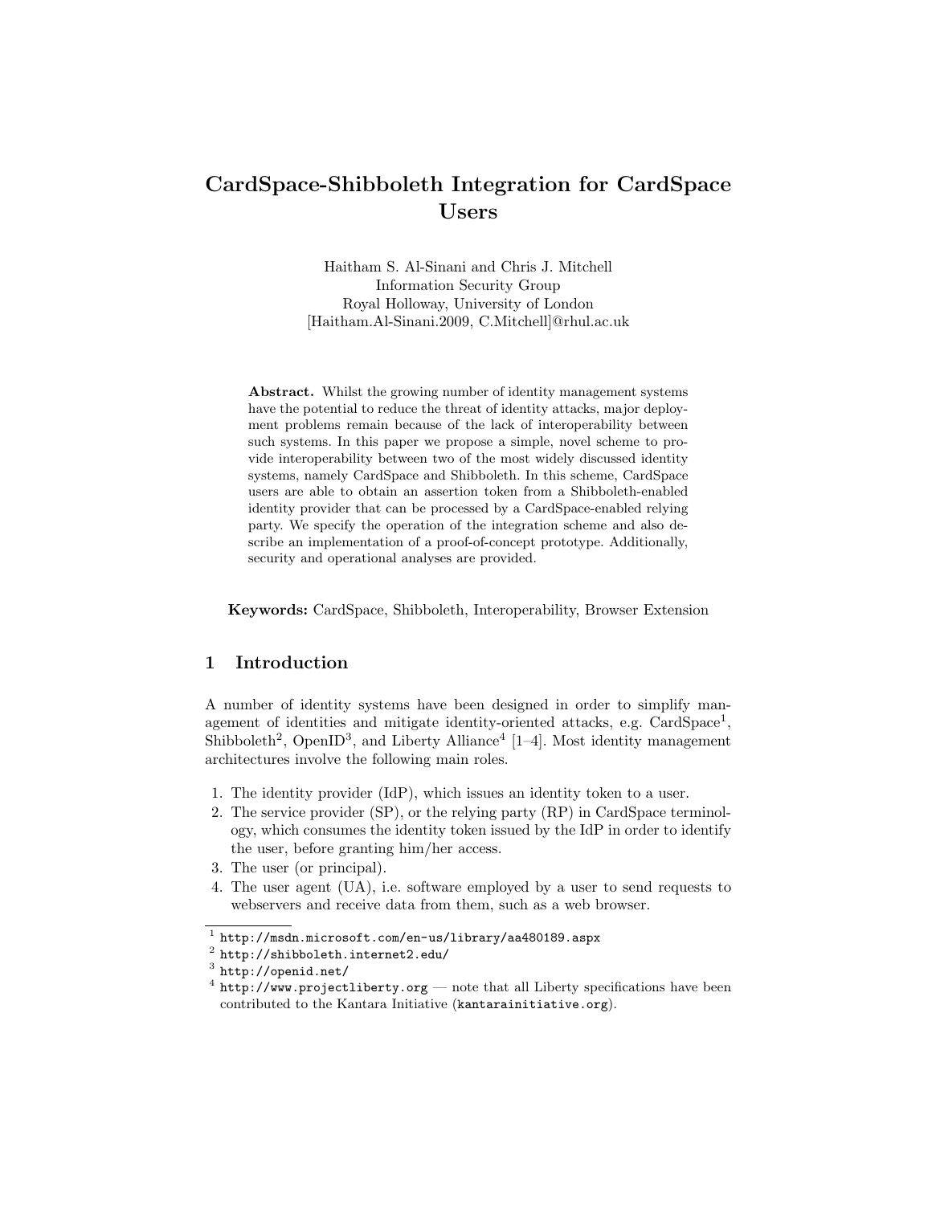# CardSpace-Shibboleth Integration for CardSpace Users

Haitham S. Al-Sinani and Chris J. Mitchell
Information Security Group
Royal Holloway, University of London
[Haitham.Al-Sinani.2009, C.Mitchell]@rhul.ac.uk

**Abstract.** Whilst the growing number of identity management systems have the potential to reduce the threat of identity attacks, major deployment problems remain because of the lack of interoperability between such systems. In this paper we propose a simple, novel scheme to provide interoperability between two of the most widely discussed identity systems, namely CardSpace and Shibboleth. In this scheme, CardSpace users are able to obtain an assertion token from a Shibboleth-enabled identity provider that can be processed by a CardSpace-enabled relying party. We specify the operation of the integration scheme and also describe an implementation of a proof-of-concept prototype. Additionally, security and operational analyses are provided.

**Keywords:** CardSpace, Shibboleth, Interoperability, Browser Extension

## 1 Introduction

A number of identity systems have been designed in order to simplify management of identities and mitigate identity-oriented attacks, e.g. CardSpace[1], Shibboleth[2], OpenID[3], and Liberty Alliance[4] [1–4]. Most identity management architectures involve the following main roles.

1. The identity provider (IdP), which issues an identity token to a user.
2. The service provider (SP), or the relying party (RP) in CardSpace terminology, which consumes the identity token issued by the IdP in order to identify the user, before granting him/her access.
3. The user (or principal).
4. The user agent (UA), i.e. software employed by a user to send requests to webservers and receive data from them, such as a web browser.

---

[1] `http://msdn.microsoft.com/en-us/library/aa480189.aspx`
[2] `http://shibboleth.internet2.edu/`
[3] `http://openid.net/`
[4] `http://www.projectliberty.org` — note that all Liberty specifications have been contributed to the Kantara Initiative (`kantarainitiative.org`).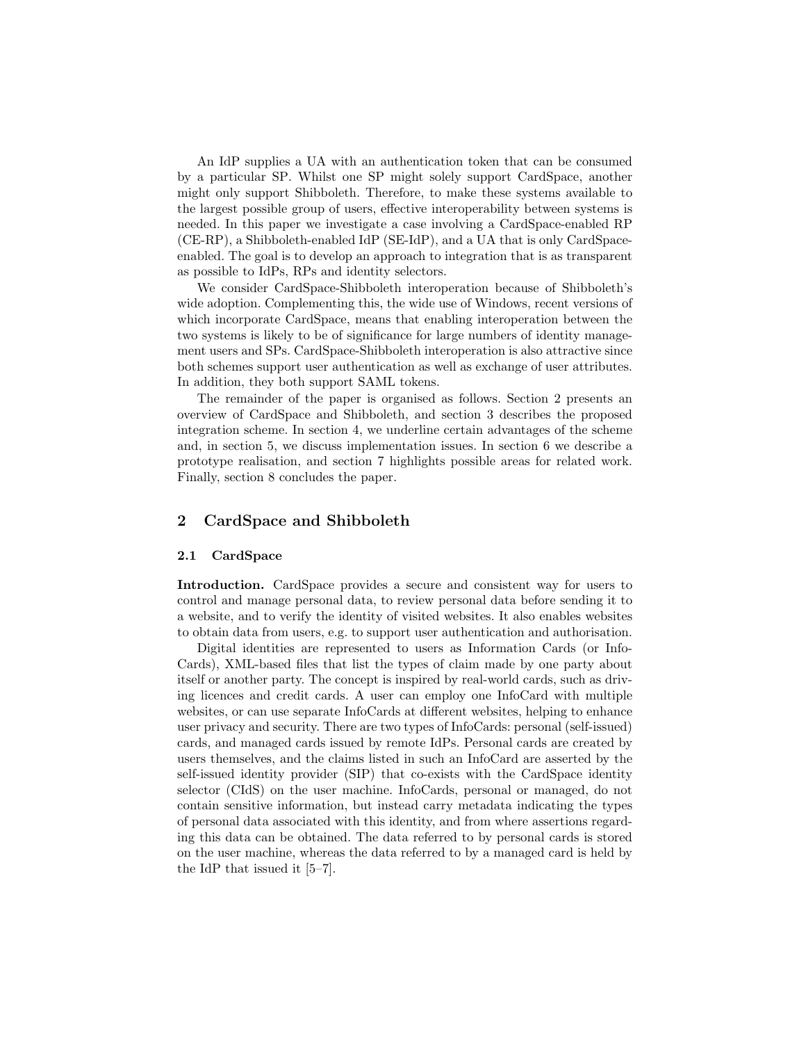An IdP supplies a UA with an authentication token that can be consumed by a particular SP. Whilst one SP might solely support CardSpace, another might only support Shibboleth. Therefore, to make these systems available to the largest possible group of users, effective interoperability between systems is needed. In this paper we investigate a case involving a CardSpace-enabled RP (CE-RP), a Shibboleth-enabled IdP (SE-IdP), and a UA that is only CardSpace-enabled. The goal is to develop an approach to integration that is as transparent as possible to IdPs, RPs and identity selectors.

We consider CardSpace-Shibboleth interoperation because of Shibboleth's wide adoption. Complementing this, the wide use of Windows, recent versions of which incorporate CardSpace, means that enabling interoperation between the two systems is likely to be of significance for large numbers of identity management users and SPs. CardSpace-Shibboleth interoperation is also attractive since both schemes support user authentication as well as exchange of user attributes. In addition, they both support SAML tokens.

The remainder of the paper is organised as follows. Section 2 presents an overview of CardSpace and Shibboleth, and section 3 describes the proposed integration scheme. In section 4, we underline certain advantages of the scheme and, in section 5, we discuss implementation issues. In section 6 we describe a prototype realisation, and section 7 highlights possible areas for related work. Finally, section 8 concludes the paper.

## 2 CardSpace and Shibboleth

### 2.1 CardSpace

**Introduction.** CardSpace provides a secure and consistent way for users to control and manage personal data, to review personal data before sending it to a website, and to verify the identity of visited websites. It also enables websites to obtain data from users, e.g. to support user authentication and authorisation.

Digital identities are represented to users as Information Cards (or InfoCards), XML-based files that list the types of claim made by one party about itself or another party. The concept is inspired by real-world cards, such as driving licences and credit cards. A user can employ one InfoCard with multiple websites, or can use separate InfoCards at different websites, helping to enhance user privacy and security. There are two types of InfoCards: personal (self-issued) cards, and managed cards issued by remote IdPs. Personal cards are created by users themselves, and the claims listed in such an InfoCard are asserted by the self-issued identity provider (SIP) that co-exists with the CardSpace identity selector (CIdS) on the user machine. InfoCards, personal or managed, do not contain sensitive information, but instead carry metadata indicating the types of personal data associated with this identity, and from where assertions regarding this data can be obtained. The data referred to by personal cards is stored on the user machine, whereas the data referred to by a managed card is held by the IdP that issued it [5–7].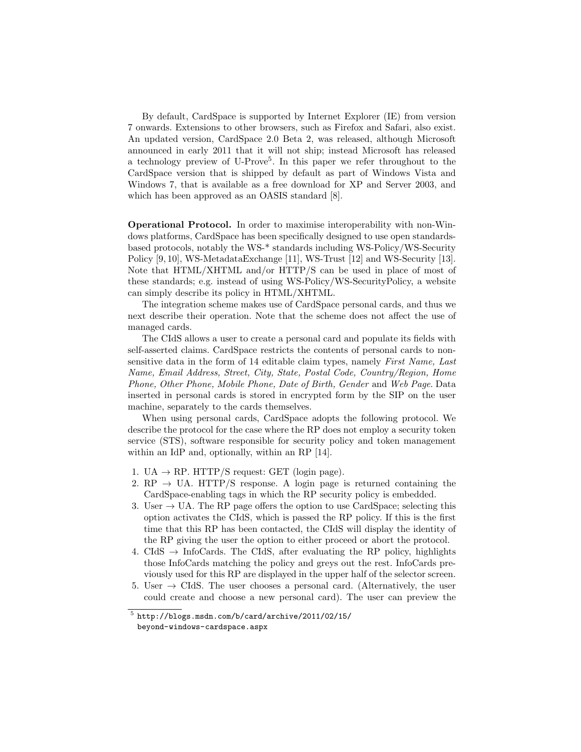By default, CardSpace is supported by Internet Explorer (IE) from version 7 onwards. Extensions to other browsers, such as Firefox and Safari, also exist. An updated version, CardSpace 2.0 Beta 2, was released, although Microsoft announced in early 2011 that it will not ship; instead Microsoft has released a technology preview of U-Prove[5]. In this paper we refer throughout to the CardSpace version that is shipped by default as part of Windows Vista and Windows 7, that is available as a free download for XP and Server 2003, and which has been approved as an OASIS standard [8].

**Operational Protocol.** In order to maximise interoperability with non-Windows platforms, CardSpace has been specifically designed to use open standards-based protocols, notably the WS-* standards including WS-Policy/WS-Security Policy [9, 10], WS-MetadataExchange [11], WS-Trust [12] and WS-Security [13]. Note that HTML/XHTML and/or HTTP/S can be used in place of most of these standards; e.g. instead of using WS-Policy/WS-SecurityPolicy, a website can simply describe its policy in HTML/XHTML.

The integration scheme makes use of CardSpace personal cards, and thus we next describe their operation. Note that the scheme does not affect the use of managed cards.

The CIdS allows a user to create a personal card and populate its fields with self-asserted claims. CardSpace restricts the contents of personal cards to non-sensitive data in the form of 14 editable claim types, namely *First Name, Last Name, Email Address, Street, City, State, Postal Code, Country/Region, Home Phone, Other Phone, Mobile Phone, Date of Birth, Gender* and *Web Page*. Data inserted in personal cards is stored in encrypted form by the SIP on the user machine, separately to the cards themselves.

When using personal cards, CardSpace adopts the following protocol. We describe the protocol for the case where the RP does not employ a security token service (STS), software responsible for security policy and token management within an IdP and, optionally, within an RP [14].

1. UA → RP. HTTP/S request: GET (login page).
2. RP → UA. HTTP/S response. A login page is returned containing the CardSpace-enabling tags in which the RP security policy is embedded.
3. User → UA. The RP page offers the option to use CardSpace; selecting this option activates the CIdS, which is passed the RP policy. If this is the first time that this RP has been contacted, the CIdS will display the identity of the RP giving the user the option to either proceed or abort the protocol.
4. CIdS → InfoCards. The CIdS, after evaluating the RP policy, highlights those InfoCards matching the policy and greys out the rest. InfoCards previously used for this RP are displayed in the upper half of the selector screen.
5. User → CIdS. The user chooses a personal card. (Alternatively, the user could create and choose a new personal card). The user can preview the

[5] http://blogs.msdn.com/b/card/archive/2011/02/15/beyond-windows-cardspace.aspx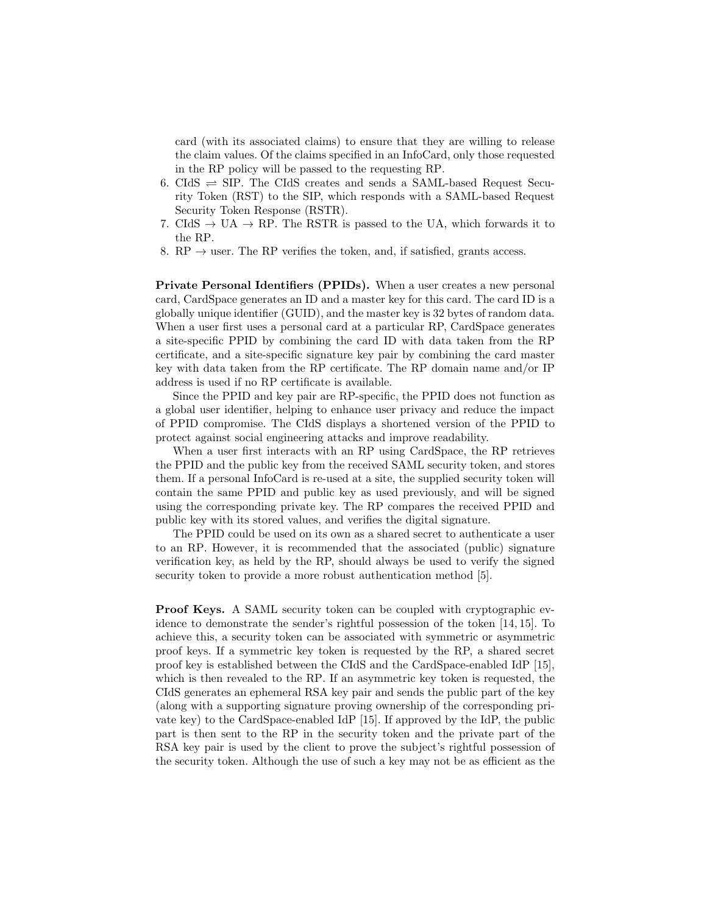card (with its associated claims) to ensure that they are willing to release the claim values. Of the claims specified in an InfoCard, only those requested in the RP policy will be passed to the requesting RP.

6. CIdS $\rightleftharpoons$ SIP. The CIdS creates and sends a SAML-based Request Security Token (RST) to the SIP, which responds with a SAML-based Request Security Token Response (RSTR).
7. CIdS $\rightarrow$ UA $\rightarrow$ RP. The RSTR is passed to the UA, which forwards it to the RP.
8. RP $\rightarrow$ user. The RP verifies the token, and, if satisfied, grants access.

**Private Personal Identifiers (PPIDs).** When a user creates a new personal card, CardSpace generates an ID and a master key for this card. The card ID is a globally unique identifier (GUID), and the master key is 32 bytes of random data. When a user first uses a personal card at a particular RP, CardSpace generates a site-specific PPID by combining the card ID with data taken from the RP certificate, and a site-specific signature key pair by combining the card master key with data taken from the RP certificate. The RP domain name and/or IP address is used if no RP certificate is available.

Since the PPID and key pair are RP-specific, the PPID does not function as a global user identifier, helping to enhance user privacy and reduce the impact of PPID compromise. The CIdS displays a shortened version of the PPID to protect against social engineering attacks and improve readability.

When a user first interacts with an RP using CardSpace, the RP retrieves the PPID and the public key from the received SAML security token, and stores them. If a personal InfoCard is re-used at a site, the supplied security token will contain the same PPID and public key as used previously, and will be signed using the corresponding private key. The RP compares the received PPID and public key with its stored values, and verifies the digital signature.

The PPID could be used on its own as a shared secret to authenticate a user to an RP. However, it is recommended that the associated (public) signature verification key, as held by the RP, should always be used to verify the signed security token to provide a more robust authentication method [5].

**Proof Keys.** A SAML security token can be coupled with cryptographic evidence to demonstrate the sender's rightful possession of the token [14, 15]. To achieve this, a security token can be associated with symmetric or asymmetric proof keys. If a symmetric key token is requested by the RP, a shared secret proof key is established between the CIdS and the CardSpace-enabled IdP [15], which is then revealed to the RP. If an asymmetric key token is requested, the CIdS generates an ephemeral RSA key pair and sends the public part of the key (along with a supporting signature proving ownership of the corresponding private key) to the CardSpace-enabled IdP [15]. If approved by the IdP, the public part is then sent to the RP in the security token and the private part of the RSA key pair is used by the client to prove the subject's rightful possession of the security token. Although the use of such a key may not be as efficient as the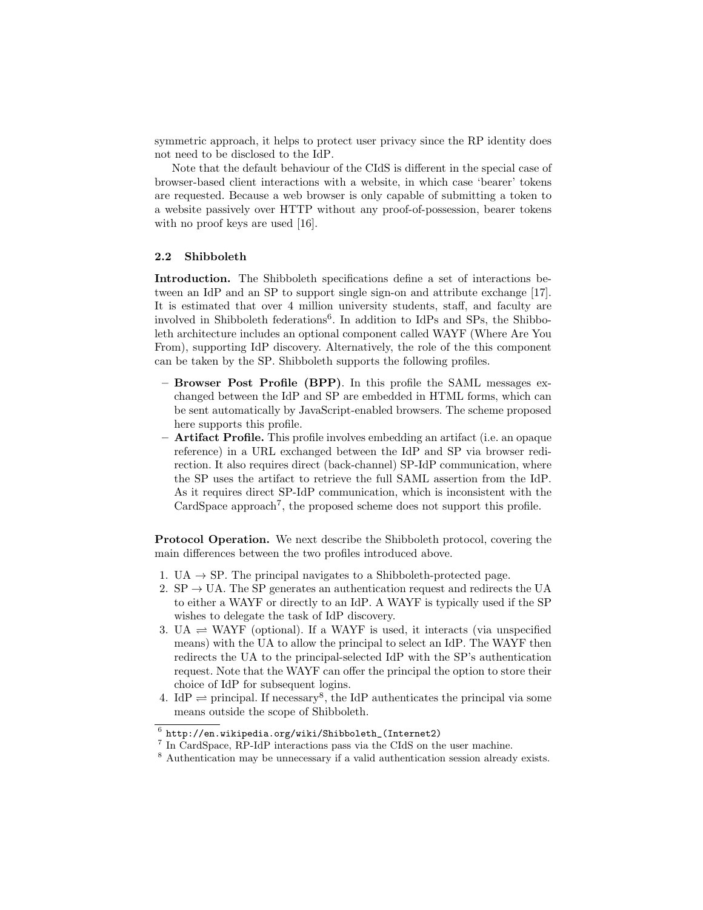symmetric approach, it helps to protect user privacy since the RP identity does not need to be disclosed to the IdP.

Note that the default behaviour of the CIdS is different in the special case of browser-based client interactions with a website, in which case 'bearer' tokens are requested. Because a web browser is only capable of submitting a token to a website passively over HTTP without any proof-of-possession, bearer tokens with no proof keys are used [16].

### 2.2 Shibboleth

**Introduction.** The Shibboleth specifications define a set of interactions between an IdP and an SP to support single sign-on and attribute exchange [17]. It is estimated that over 4 million university students, staff, and faculty are involved in Shibboleth federations[6]. In addition to IdPs and SPs, the Shibboleth architecture includes an optional component called WAYF (Where Are You From), supporting IdP discovery. Alternatively, the role of the this component can be taken by the SP. Shibboleth supports the following profiles.

- **Browser Post Profile (BPP).** In this profile the SAML messages exchanged between the IdP and SP are embedded in HTML forms, which can be sent automatically by JavaScript-enabled browsers. The scheme proposed here supports this profile.
- **Artifact Profile.** This profile involves embedding an artifact (i.e. an opaque reference) in a URL exchanged between the IdP and SP via browser redirection. It also requires direct (back-channel) SP-IdP communication, where the SP uses the artifact to retrieve the full SAML assertion from the IdP. As it requires direct SP-IdP communication, which is inconsistent with the CardSpace approach[7], the proposed scheme does not support this profile.

**Protocol Operation.** We next describe the Shibboleth protocol, covering the main differences between the two profiles introduced above.

1. UA → SP. The principal navigates to a Shibboleth-protected page.
2. SP → UA. The SP generates an authentication request and redirects the UA to either a WAYF or directly to an IdP. A WAYF is typically used if the SP wishes to delegate the task of IdP discovery.
3. UA ⇌ WAYF (optional). If a WAYF is used, it interacts (via unspecified means) with the UA to allow the principal to select an IdP. The WAYF then redirects the UA to the principal-selected IdP with the SP's authentication request. Note that the WAYF can offer the principal the option to store their choice of IdP for subsequent logins.
4. IdP ⇌ principal. If necessary[8], the IdP authenticates the principal via some means outside the scope of Shibboleth.

[6] `http://en.wikipedia.org/wiki/Shibboleth_(Internet2)`

[7] In CardSpace, RP-IdP interactions pass via the CIdS on the user machine.

[8] Authentication may be unnecessary if a valid authentication session already exists.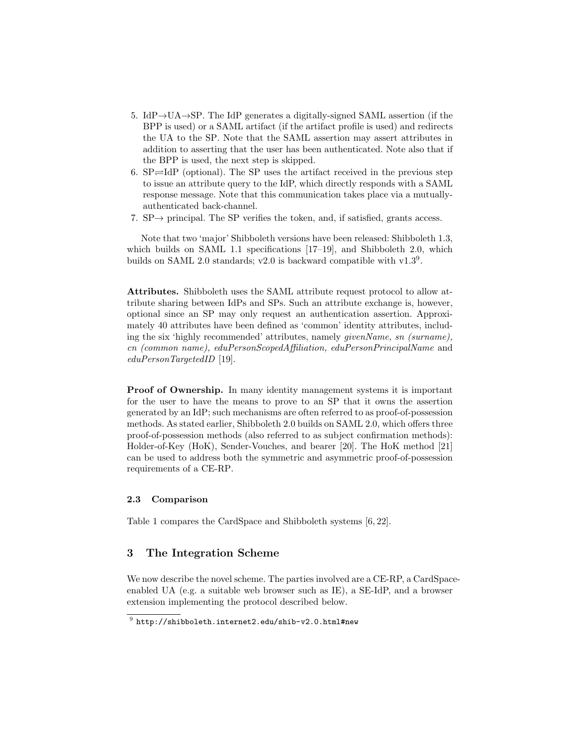5. IdP→UA→SP. The IdP generates a digitally-signed SAML assertion (if the BPP is used) or a SAML artifact (if the artifact profile is used) and redirects the UA to the SP. Note that the SAML assertion may assert attributes in addition to asserting that the user has been authenticated. Note also that if the BPP is used, the next step is skipped.
6. SP⇌IdP (optional). The SP uses the artifact received in the previous step to issue an attribute query to the IdP, which directly responds with a SAML response message. Note that this communication takes place via a mutually-authenticated back-channel.
7. SP→ principal. The SP verifies the token, and, if satisfied, grants access.

Note that two 'major' Shibboleth versions have been released: Shibboleth 1.3, which builds on SAML 1.1 specifications [17–19], and Shibboleth 2.0, which builds on SAML 2.0 standards; v2.0 is backward compatible with v1.3[9].

**Attributes.** Shibboleth uses the SAML attribute request protocol to allow attribute sharing between IdPs and SPs. Such an attribute exchange is, however, optional since an SP may only request an authentication assertion. Approximately 40 attributes have been defined as 'common' identity attributes, including the six 'highly recommended' attributes, namely *givenName, sn (surname), cn (common name), eduPersonScopedAffiliation, eduPersonPrincipalName* and *eduPersonTargetedID* [19].

**Proof of Ownership.** In many identity management systems it is important for the user to have the means to prove to an SP that it owns the assertion generated by an IdP; such mechanisms are often referred to as proof-of-possession methods. As stated earlier, Shibboleth 2.0 builds on SAML 2.0, which offers three proof-of-possession methods (also referred to as subject confirmation methods): Holder-of-Key (HoK), Sender-Vouches, and bearer [20]. The HoK method [21] can be used to address both the symmetric and asymmetric proof-of-possession requirements of a CE-RP.

### 2.3 Comparison

Table 1 compares the CardSpace and Shibboleth systems [6, 22].

## 3 The Integration Scheme

We now describe the novel scheme. The parties involved are a CE-RP, a CardSpace-enabled UA (e.g. a suitable web browser such as IE), a SE-IdP, and a browser extension implementing the protocol described below.

---

[9] http://shibboleth.internet2.edu/shib-v2.0.html#new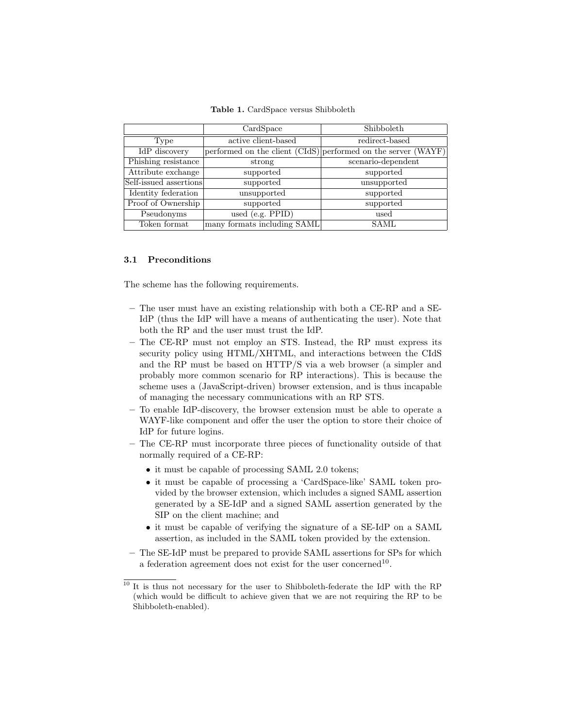**Table 1.** CardSpace versus Shibboleth

| | CardSpace | Shibboleth |
|---|---|---|
| Type | active client-based | redirect-based |
| IdP discovery | performed on the client (CIdS) | performed on the server (WAYF) |
| Phishing resistance | strong | scenario-dependent |
| Attribute exchange | supported | supported |
| Self-issued assertions | supported | unsupported |
| Identity federation | unsupported | supported |
| Proof of Ownership | supported | supported |
| Pseudonyms | used (e.g. PPID) | used |
| Token format | many formats including SAML | SAML |

### 3.1 Preconditions

The scheme has the following requirements.

- The user must have an existing relationship with both a CE-RP and a SE-IdP (thus the IdP will have a means of authenticating the user). Note that both the RP and the user must trust the IdP.
- The CE-RP must not employ an STS. Instead, the RP must express its security policy using HTML/XHTML, and interactions between the CIdS and the RP must be based on HTTP/S via a web browser (a simpler and probably more common scenario for RP interactions). This is because the scheme uses a (JavaScript-driven) browser extension, and is thus incapable of managing the necessary communications with an RP STS.
- To enable IdP-discovery, the browser extension must be able to operate a WAYF-like component and offer the user the option to store their choice of IdP for future logins.
- The CE-RP must incorporate three pieces of functionality outside of that normally required of a CE-RP:
  - it must be capable of processing SAML 2.0 tokens;
  - it must be capable of processing a 'CardSpace-like' SAML token provided by the browser extension, which includes a signed SAML assertion generated by a SE-IdP and a signed SAML assertion generated by the SIP on the client machine; and
  - it must be capable of verifying the signature of a SE-IdP on a SAML assertion, as included in the SAML token provided by the extension.
- The SE-IdP must be prepared to provide SAML assertions for SPs for which a federation agreement does not exist for the user concerned[10].

[10] It is thus not necessary for the user to Shibboleth-federate the IdP with the RP (which would be difficult to achieve given that we are not requiring the RP to be Shibboleth-enabled).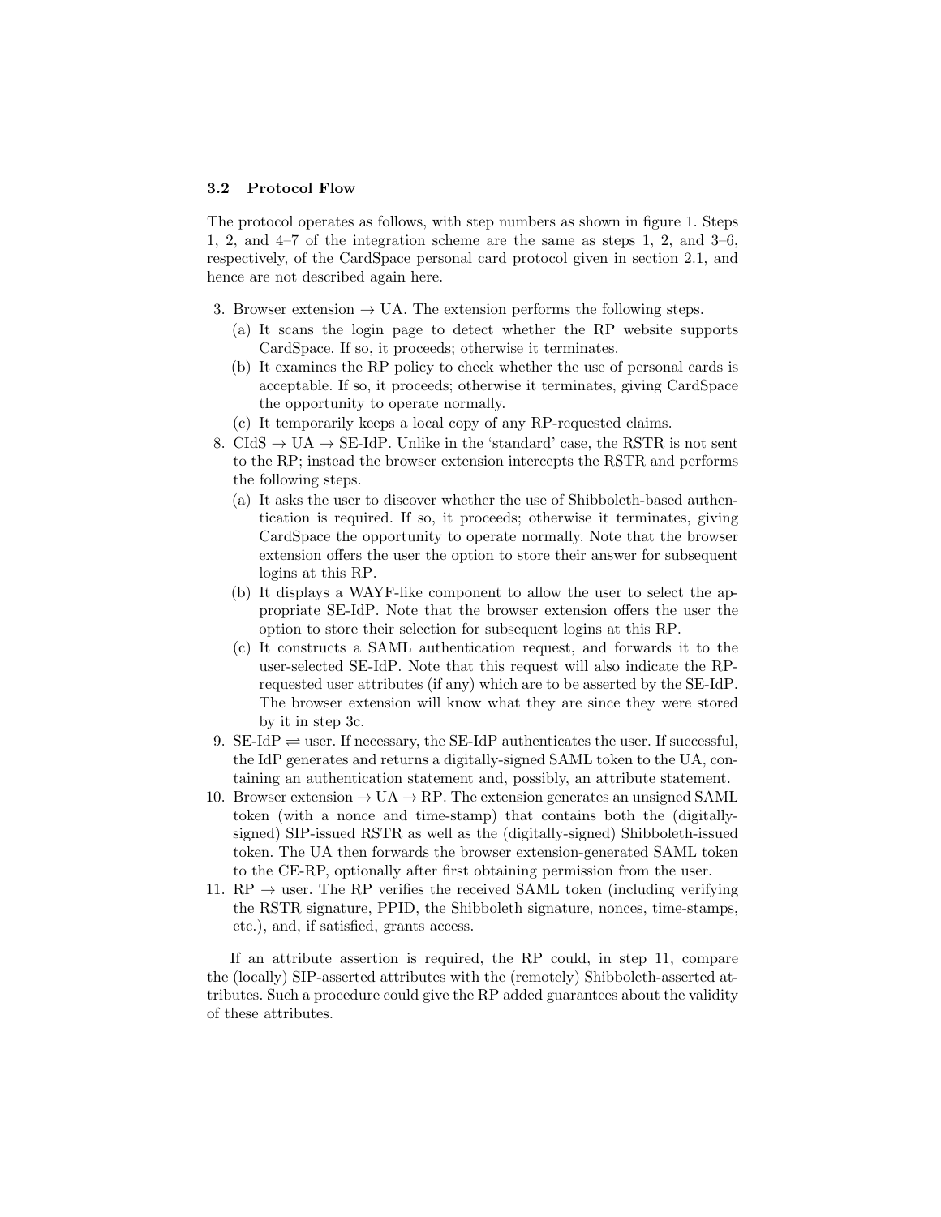### 3.2 Protocol Flow

The protocol operates as follows, with step numbers as shown in figure 1. Steps 1, 2, and 4–7 of the integration scheme are the same as steps 1, 2, and 3–6, respectively, of the CardSpace personal card protocol given in section 2.1, and hence are not described again here.

3. Browser extension → UA. The extension performs the following steps.
   (a) It scans the login page to detect whether the RP website supports CardSpace. If so, it proceeds; otherwise it terminates.
   (b) It examines the RP policy to check whether the use of personal cards is acceptable. If so, it proceeds; otherwise it terminates, giving CardSpace the opportunity to operate normally.
   (c) It temporarily keeps a local copy of any RP-requested claims.
8. CIdS → UA → SE-IdP. Unlike in the 'standard' case, the RSTR is not sent to the RP; instead the browser extension intercepts the RSTR and performs the following steps.
   (a) It asks the user to discover whether the use of Shibboleth-based authentication is required. If so, it proceeds; otherwise it terminates, giving CardSpace the opportunity to operate normally. Note that the browser extension offers the user the option to store their answer for subsequent logins at this RP.
   (b) It displays a WAYF-like component to allow the user to select the appropriate SE-IdP. Note that the browser extension offers the user the option to store their selection for subsequent logins at this RP.
   (c) It constructs a SAML authentication request, and forwards it to the user-selected SE-IdP. Note that this request will also indicate the RP-requested user attributes (if any) which are to be asserted by the SE-IdP. The browser extension will know what they are since they were stored by it in step 3c.
9. SE-IdP ⇌ user. If necessary, the SE-IdP authenticates the user. If successful, the IdP generates and returns a digitally-signed SAML token to the UA, containing an authentication statement and, possibly, an attribute statement.
10. Browser extension → UA → RP. The extension generates an unsigned SAML token (with a nonce and time-stamp) that contains both the (digitally-signed) SIP-issued RSTR as well as the (digitally-signed) Shibboleth-issued token. The UA then forwards the browser extension-generated SAML token to the CE-RP, optionally after first obtaining permission from the user.
11. RP → user. The RP verifies the received SAML token (including verifying the RSTR signature, PPID, the Shibboleth signature, nonces, time-stamps, etc.), and, if satisfied, grants access.

If an attribute assertion is required, the RP could, in step 11, compare the (locally) SIP-asserted attributes with the (remotely) Shibboleth-asserted attributes. Such a procedure could give the RP added guarantees about the validity of these attributes.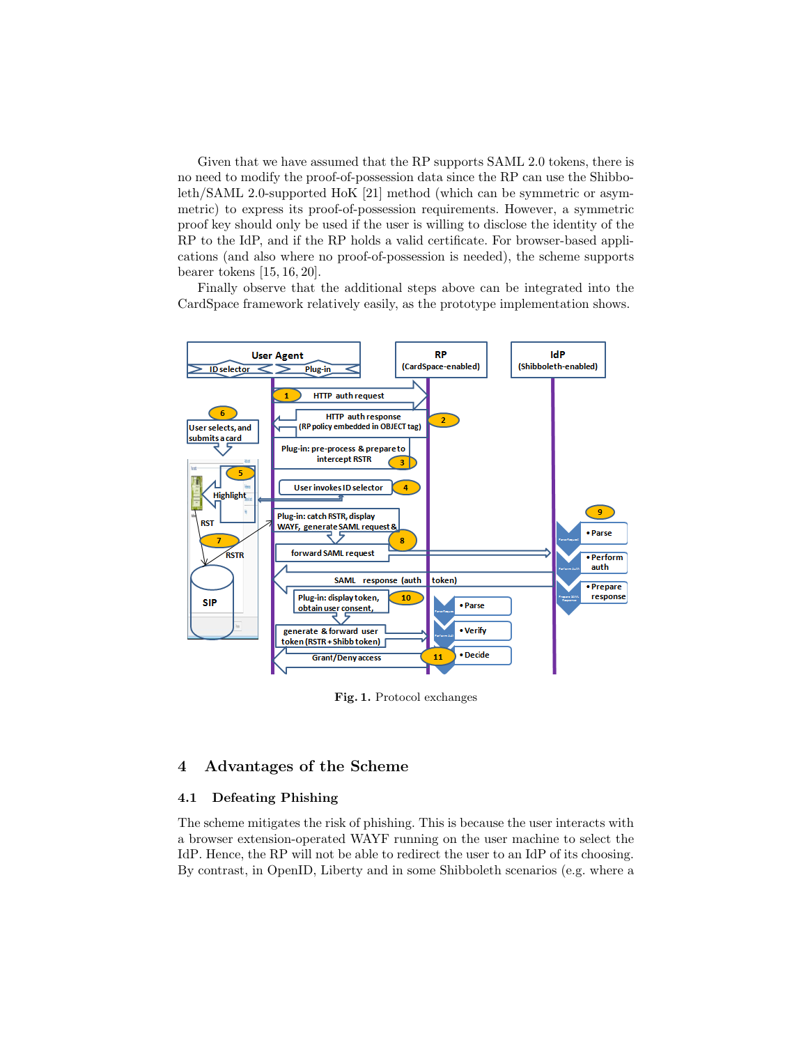Given that we have assumed that the RP supports SAML 2.0 tokens, there is no need to modify the proof-of-possession data since the RP can use the Shibboleth/SAML 2.0-supported HoK [21] method (which can be symmetric or asymmetric) to express its proof-of-possession requirements. However, a symmetric proof key should only be used if the user is willing to disclose the identity of the RP to the IdP, and if the RP holds a valid certificate. For browser-based applications (and also where no proof-of-possession is needed), the scheme supports bearer tokens [15, 16, 20].

Finally observe that the additional steps above can be integrated into the CardSpace framework relatively easily, as the prototype implementation shows.

**Fig. 1.** Protocol exchanges

## 4 Advantages of the Scheme

### 4.1 Defeating Phishing

The scheme mitigates the risk of phishing. This is because the user interacts with a browser extension-operated WAYF running on the user machine to select the IdP. Hence, the RP will not be able to redirect the user to an IdP of its choosing. By contrast, in OpenID, Liberty and in some Shibboleth scenarios (e.g. where a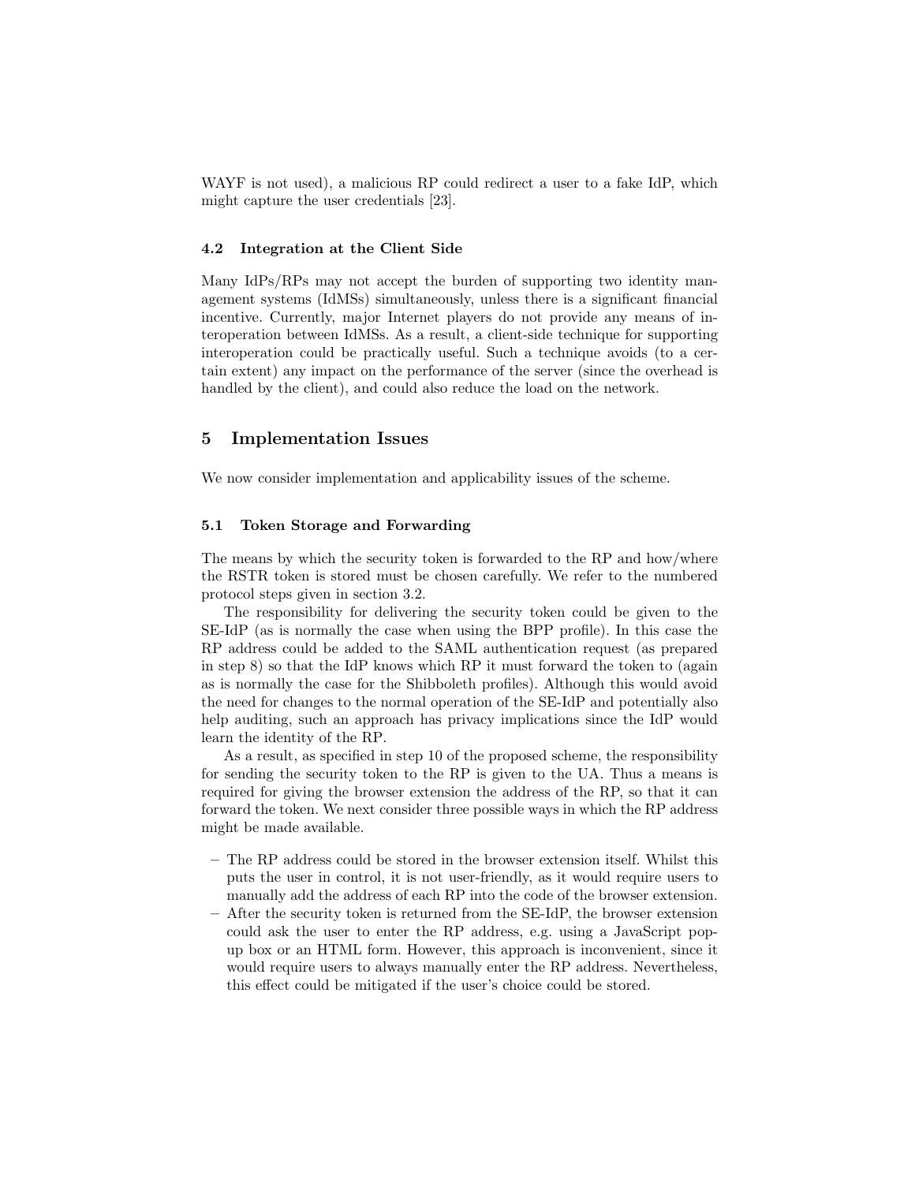WAYF is not used), a malicious RP could redirect a user to a fake IdP, which might capture the user credentials [23].

### 4.2 Integration at the Client Side

Many IdPs/RPs may not accept the burden of supporting two identity management systems (IdMSs) simultaneously, unless there is a significant financial incentive. Currently, major Internet players do not provide any means of interoperation between IdMSs. As a result, a client-side technique for supporting interoperation could be practically useful. Such a technique avoids (to a certain extent) any impact on the performance of the server (since the overhead is handled by the client), and could also reduce the load on the network.

## 5 Implementation Issues

We now consider implementation and applicability issues of the scheme.

### 5.1 Token Storage and Forwarding

The means by which the security token is forwarded to the RP and how/where the RSTR token is stored must be chosen carefully. We refer to the numbered protocol steps given in section 3.2.

The responsibility for delivering the security token could be given to the SE-IdP (as is normally the case when using the BPP profile). In this case the RP address could be added to the SAML authentication request (as prepared in step 8) so that the IdP knows which RP it must forward the token to (again as is normally the case for the Shibboleth profiles). Although this would avoid the need for changes to the normal operation of the SE-IdP and potentially also help auditing, such an approach has privacy implications since the IdP would learn the identity of the RP.

As a result, as specified in step 10 of the proposed scheme, the responsibility for sending the security token to the RP is given to the UA. Thus a means is required for giving the browser extension the address of the RP, so that it can forward the token. We next consider three possible ways in which the RP address might be made available.

- The RP address could be stored in the browser extension itself. Whilst this puts the user in control, it is not user-friendly, as it would require users to manually add the address of each RP into the code of the browser extension.
- After the security token is returned from the SE-IdP, the browser extension could ask the user to enter the RP address, e.g. using a JavaScript pop-up box or an HTML form. However, this approach is inconvenient, since it would require users to always manually enter the RP address. Nevertheless, this effect could be mitigated if the user's choice could be stored.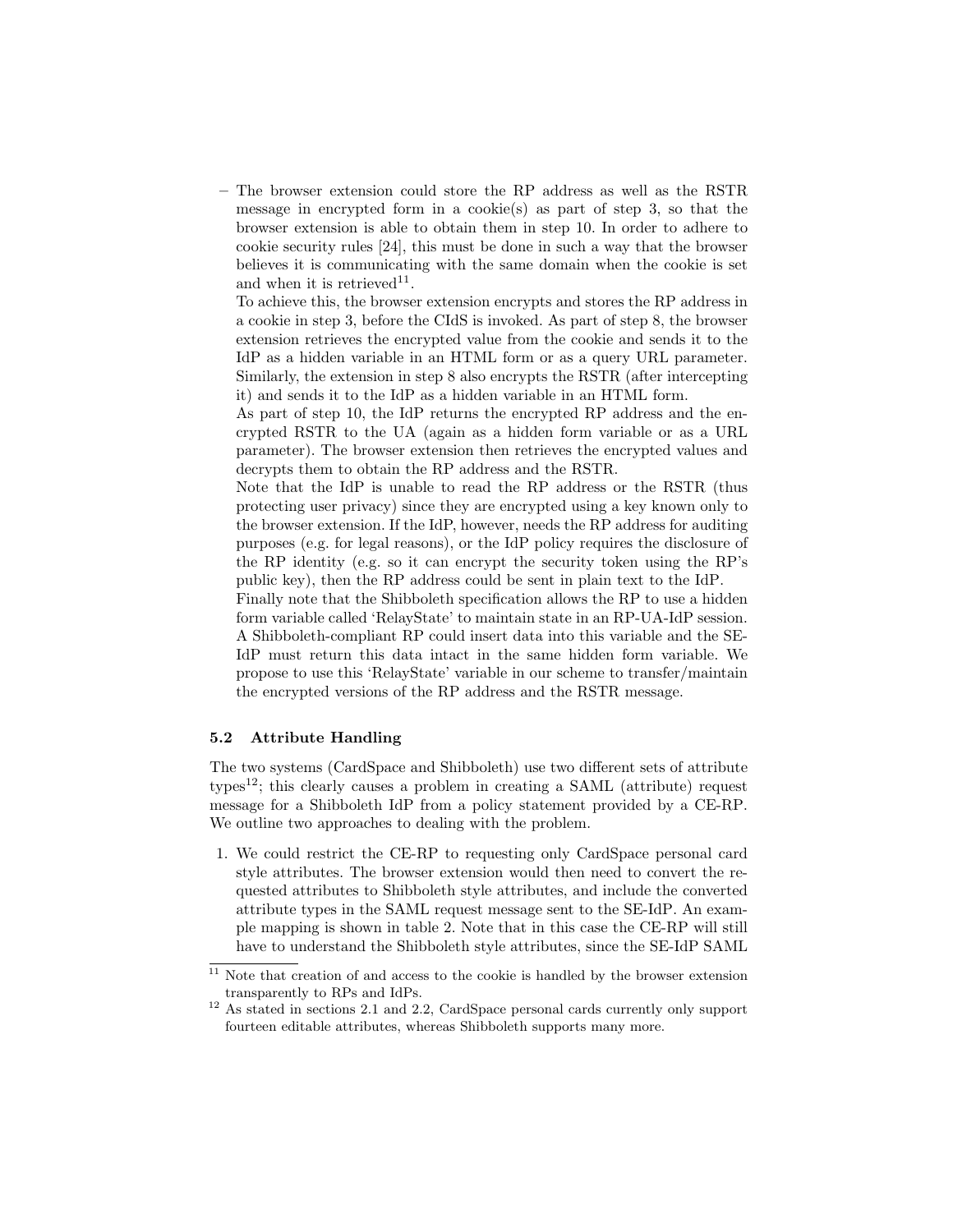– The browser extension could store the RP address as well as the RSTR message in encrypted form in a cookie(s) as part of step 3, so that the browser extension is able to obtain them in step 10. In order to adhere to cookie security rules [24], this must be done in such a way that the browser believes it is communicating with the same domain when the cookie is set and when it is retrieved[11].

  To achieve this, the browser extension encrypts and stores the RP address in a cookie in step 3, before the CIdS is invoked. As part of step 8, the browser extension retrieves the encrypted value from the cookie and sends it to the IdP as a hidden variable in an HTML form or as a query URL parameter. Similarly, the extension in step 8 also encrypts the RSTR (after intercepting it) and sends it to the IdP as a hidden variable in an HTML form.

  As part of step 10, the IdP returns the encrypted RP address and the encrypted RSTR to the UA (again as a hidden form variable or as a URL parameter). The browser extension then retrieves the encrypted values and decrypts them to obtain the RP address and the RSTR.

  Note that the IdP is unable to read the RP address or the RSTR (thus protecting user privacy) since they are encrypted using a key known only to the browser extension. If the IdP, however, needs the RP address for auditing purposes (e.g. for legal reasons), or the IdP policy requires the disclosure of the RP identity (e.g. so it can encrypt the security token using the RP's public key), then the RP address could be sent in plain text to the IdP.

  Finally note that the Shibboleth specification allows the RP to use a hidden form variable called 'RelayState' to maintain state in an RP-UA-IdP session. A Shibboleth-compliant RP could insert data into this variable and the SE-IdP must return this data intact in the same hidden form variable. We propose to use this 'RelayState' variable in our scheme to transfer/maintain the encrypted versions of the RP address and the RSTR message.

### 5.2 Attribute Handling

The two systems (CardSpace and Shibboleth) use two different sets of attribute types[12]; this clearly causes a problem in creating a SAML (attribute) request message for a Shibboleth IdP from a policy statement provided by a CE-RP. We outline two approaches to dealing with the problem.

1. We could restrict the CE-RP to requesting only CardSpace personal card style attributes. The browser extension would then need to convert the requested attributes to Shibboleth style attributes, and include the converted attribute types in the SAML request message sent to the SE-IdP. An example mapping is shown in table 2. Note that in this case the CE-RP will still have to understand the Shibboleth style attributes, since the SE-IdP SAML

[11] Note that creation of and access to the cookie is handled by the browser extension transparently to RPs and IdPs.

[12] As stated in sections 2.1 and 2.2, CardSpace personal cards currently only support fourteen editable attributes, whereas Shibboleth supports many more.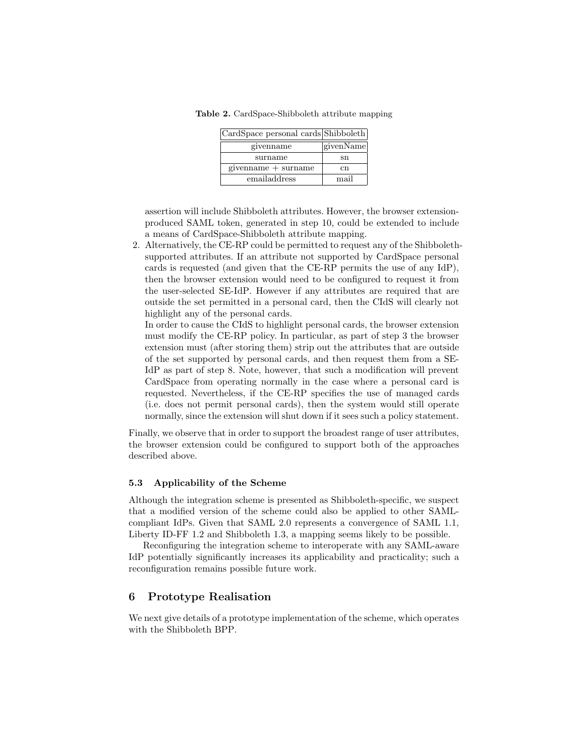**Table 2.** CardSpace-Shibboleth attribute mapping

| CardSpace personal cards | Shibboleth |
|---|---|
| givenname | givenName |
| surname | sn |
| givenname + surname | cn |
| emailaddress | mail |

assertion will include Shibboleth attributes. However, the browser extension-produced SAML token, generated in step 10, could be extended to include a means of CardSpace-Shibboleth attribute mapping.

2. Alternatively, the CE-RP could be permitted to request any of the Shibboleth-supported attributes. If an attribute not supported by CardSpace personal cards is requested (and given that the CE-RP permits the use of any IdP), then the browser extension would need to be configured to request it from the user-selected SE-IdP. However if any attributes are required that are outside the set permitted in a personal card, then the CIdS will clearly not highlight any of the personal cards.

   In order to cause the CIdS to highlight personal cards, the browser extension must modify the CE-RP policy. In particular, as part of step 3 the browser extension must (after storing them) strip out the attributes that are outside of the set supported by personal cards, and then request them from a SE-IdP as part of step 8. Note, however, that such a modification will prevent CardSpace from operating normally in the case where a personal card is requested. Nevertheless, if the CE-RP specifies the use of managed cards (i.e. does not permit personal cards), then the system would still operate normally, since the extension will shut down if it sees such a policy statement.

Finally, we observe that in order to support the broadest range of user attributes, the browser extension could be configured to support both of the approaches described above.

### 5.3 Applicability of the Scheme

Although the integration scheme is presented as Shibboleth-specific, we suspect that a modified version of the scheme could also be applied to other SAML-compliant IdPs. Given that SAML 2.0 represents a convergence of SAML 1.1, Liberty ID-FF 1.2 and Shibboleth 1.3, a mapping seems likely to be possible.

Reconfiguring the integration scheme to interoperate with any SAML-aware IdP potentially significantly increases its applicability and practicality; such a reconfiguration remains possible future work.

## 6 Prototype Realisation

We next give details of a prototype implementation of the scheme, which operates with the Shibboleth BPP.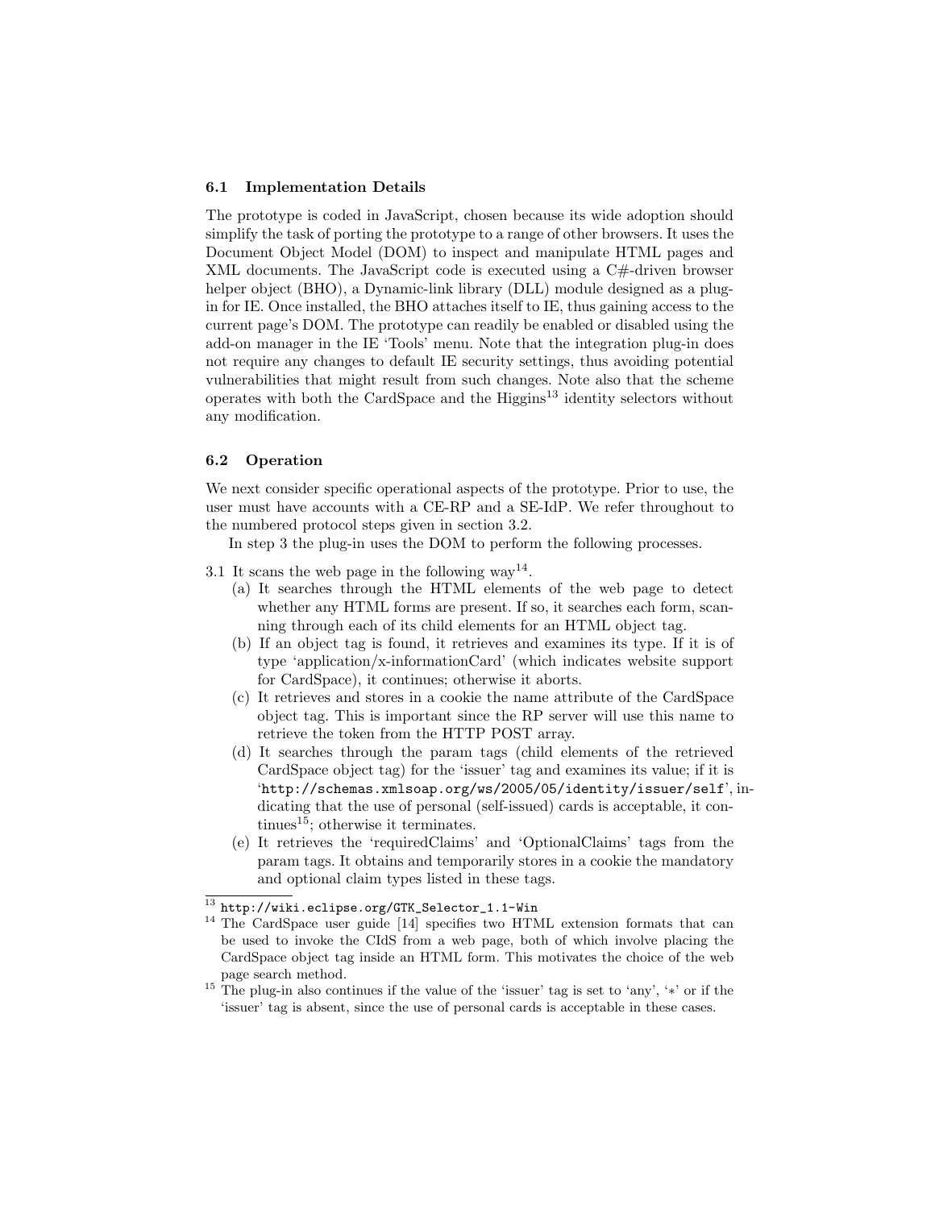### 6.1 Implementation Details

The prototype is coded in JavaScript, chosen because its wide adoption should simplify the task of porting the prototype to a range of other browsers. It uses the Document Object Model (DOM) to inspect and manipulate HTML pages and XML documents. The JavaScript code is executed using a C#-driven browser helper object (BHO), a Dynamic-link library (DLL) module designed as a plug-in for IE. Once installed, the BHO attaches itself to IE, thus gaining access to the current page's DOM. The prototype can readily be enabled or disabled using the add-on manager in the IE 'Tools' menu. Note that the integration plug-in does not require any changes to default IE security settings, thus avoiding potential vulnerabilities that might result from such changes. Note also that the scheme operates with both the CardSpace and the Higgins[13] identity selectors without any modification.

### 6.2 Operation

We next consider specific operational aspects of the prototype. Prior to use, the user must have accounts with a CE-RP and a SE-IdP. We refer throughout to the numbered protocol steps given in section 3.2.

In step 3 the plug-in uses the DOM to perform the following processes.

3.1 It scans the web page in the following way[14].
   (a) It searches through the HTML elements of the web page to detect whether any HTML forms are present. If so, it searches each form, scanning through each of its child elements for an HTML object tag.
   (b) If an object tag is found, it retrieves and examines its type. If it is of type 'application/x-informationCard' (which indicates website support for CardSpace), it continues; otherwise it aborts.
   (c) It retrieves and stores in a cookie the name attribute of the CardSpace object tag. This is important since the RP server will use this name to retrieve the token from the HTTP POST array.
   (d) It searches through the param tags (child elements of the retrieved CardSpace object tag) for the 'issuer' tag and examines its value; if it is '`http://schemas.xmlsoap.org/ws/2005/05/identity/issuer/self`', indicating that the use of personal (self-issued) cards is acceptable, it continues[15]; otherwise it terminates.
   (e) It retrieves the 'requiredClaims' and 'OptionalClaims' tags from the param tags. It obtains and temporarily stores in a cookie the mandatory and optional claim types listed in these tags.

---

[13] `http://wiki.eclipse.org/GTK_Selector_1.1-Win`

[14] The CardSpace user guide [14] specifies two HTML extension formats that can be used to invoke the CIdS from a web page, both of which involve placing the CardSpace object tag inside an HTML form. This motivates the choice of the web page search method.

[15] The plug-in also continues if the value of the 'issuer' tag is set to 'any', '∗' or if the 'issuer' tag is absent, since the use of personal cards is acceptable in these cases.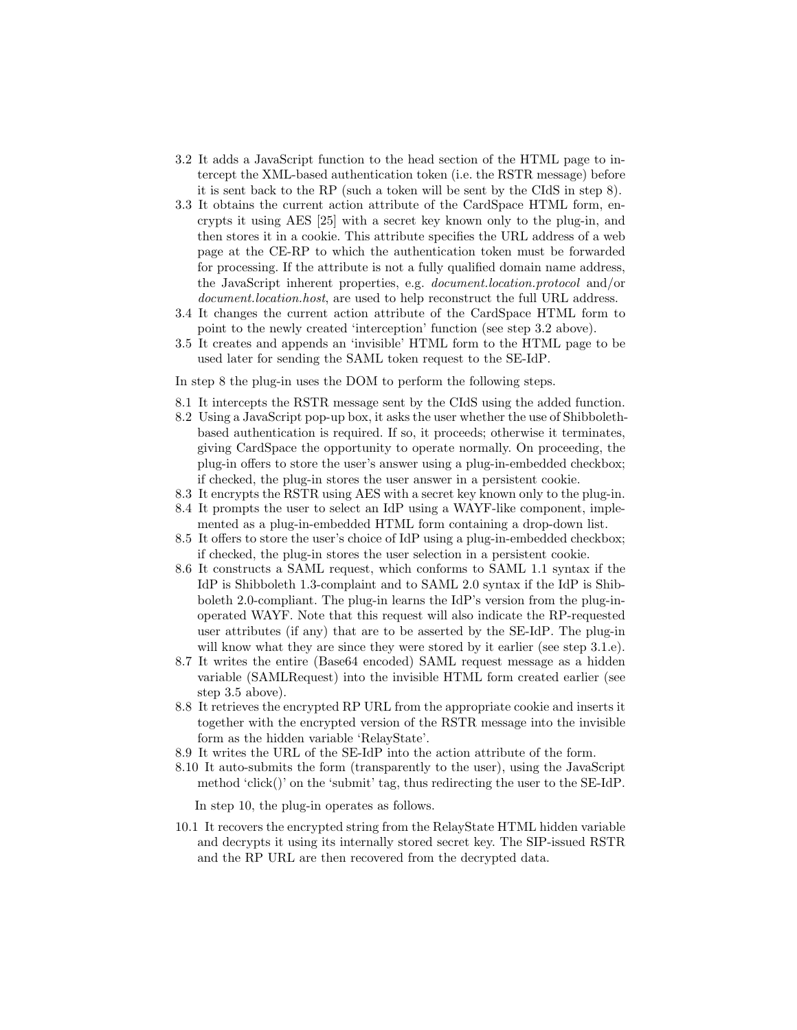3.2 It adds a JavaScript function to the head section of the HTML page to intercept the XML-based authentication token (i.e. the RSTR message) before it is sent back to the RP (such a token will be sent by the CIdS in step 8).
3.3 It obtains the current action attribute of the CardSpace HTML form, encrypts it using AES [25] with a secret key known only to the plug-in, and then stores it in a cookie. This attribute specifies the URL address of a web page at the CE-RP to which the authentication token must be forwarded for processing. If the attribute is not a fully qualified domain name address, the JavaScript inherent properties, e.g. *document.location.protocol* and/or *document.location.host*, are used to help reconstruct the full URL address.
3.4 It changes the current action attribute of the CardSpace HTML form to point to the newly created 'interception' function (see step 3.2 above).
3.5 It creates and appends an 'invisible' HTML form to the HTML page to be used later for sending the SAML token request to the SE-IdP.

In step 8 the plug-in uses the DOM to perform the following steps.

8.1 It intercepts the RSTR message sent by the CIdS using the added function.
8.2 Using a JavaScript pop-up box, it asks the user whether the use of Shibboleth-based authentication is required. If so, it proceeds; otherwise it terminates, giving CardSpace the opportunity to operate normally. On proceeding, the plug-in offers to store the user's answer using a plug-in-embedded checkbox; if checked, the plug-in stores the user answer in a persistent cookie.
8.3 It encrypts the RSTR using AES with a secret key known only to the plug-in.
8.4 It prompts the user to select an IdP using a WAYF-like component, implemented as a plug-in-embedded HTML form containing a drop-down list.
8.5 It offers to store the user's choice of IdP using a plug-in-embedded checkbox; if checked, the plug-in stores the user selection in a persistent cookie.
8.6 It constructs a SAML request, which conforms to SAML 1.1 syntax if the IdP is Shibboleth 1.3-complaint and to SAML 2.0 syntax if the IdP is Shibboleth 2.0-compliant. The plug-in learns the IdP's version from the plug-in-operated WAYF. Note that this request will also indicate the RP-requested user attributes (if any) that are to be asserted by the SE-IdP. The plug-in will know what they are since they were stored by it earlier (see step 3.1.e).
8.7 It writes the entire (Base64 encoded) SAML request message as a hidden variable (SAMLRequest) into the invisible HTML form created earlier (see step 3.5 above).
8.8 It retrieves the encrypted RP URL from the appropriate cookie and inserts it together with the encrypted version of the RSTR message into the invisible form as the hidden variable 'RelayState'.
8.9 It writes the URL of the SE-IdP into the action attribute of the form.
8.10 It auto-submits the form (transparently to the user), using the JavaScript method 'click()' on the 'submit' tag, thus redirecting the user to the SE-IdP.

In step 10, the plug-in operates as follows.

10.1 It recovers the encrypted string from the RelayState HTML hidden variable and decrypts it using its internally stored secret key. The SIP-issued RSTR and the RP URL are then recovered from the decrypted data.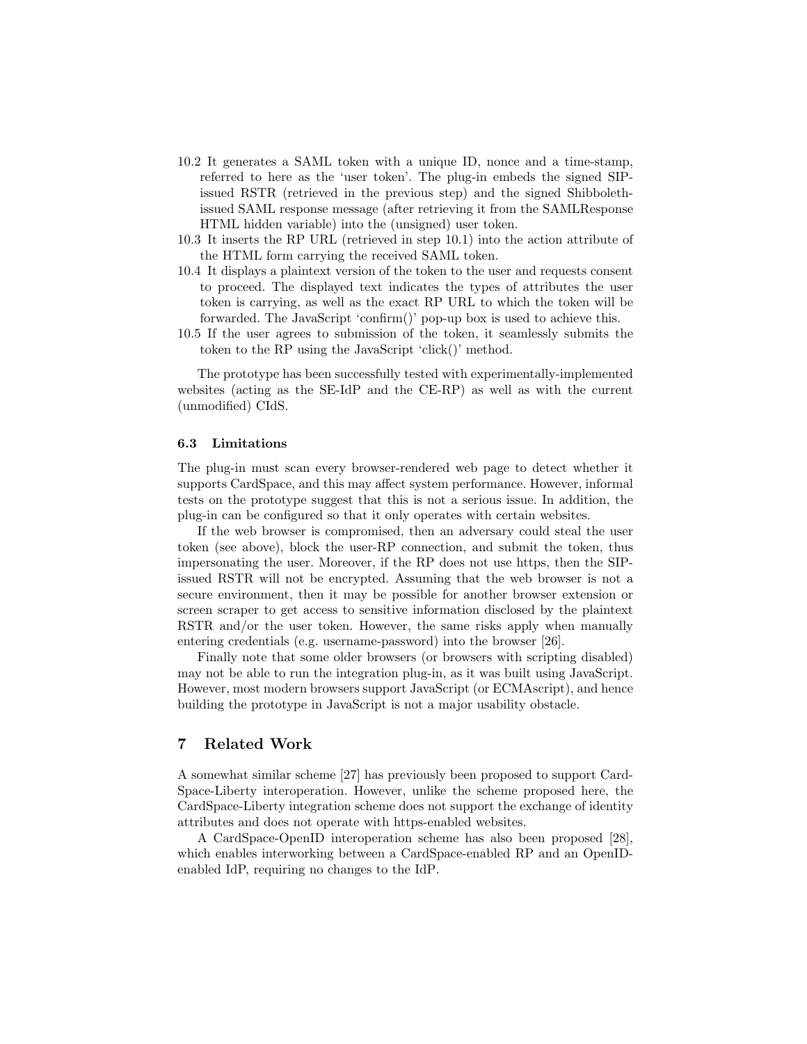10.2 It generates a SAML token with a unique ID, nonce and a time-stamp, referred to here as the 'user token'. The plug-in embeds the signed SIP-issued RSTR (retrieved in the previous step) and the signed Shibboleth-issued SAML response message (after retrieving it from the SAMLResponse HTML hidden variable) into the (unsigned) user token.

10.3 It inserts the RP URL (retrieved in step 10.1) into the action attribute of the HTML form carrying the received SAML token.

10.4 It displays a plaintext version of the token to the user and requests consent to proceed. The displayed text indicates the types of attributes the user token is carrying, as well as the exact RP URL to which the token will be forwarded. The JavaScript 'confirm()' pop-up box is used to achieve this.

10.5 If the user agrees to submission of the token, it seamlessly submits the token to the RP using the JavaScript 'click()' method.

The prototype has been successfully tested with experimentally-implemented websites (acting as the SE-IdP and the CE-RP) as well as with the current (unmodified) CIdS.

### 6.3 Limitations

The plug-in must scan every browser-rendered web page to detect whether it supports CardSpace, and this may affect system performance. However, informal tests on the prototype suggest that this is not a serious issue. In addition, the plug-in can be configured so that it only operates with certain websites.

If the web browser is compromised, then an adversary could steal the user token (see above), block the user-RP connection, and submit the token, thus impersonating the user. Moreover, if the RP does not use https, then the SIP-issued RSTR will not be encrypted. Assuming that the web browser is not a secure environment, then it may be possible for another browser extension or screen scraper to get access to sensitive information disclosed by the plaintext RSTR and/or the user token. However, the same risks apply when manually entering credentials (e.g. username-password) into the browser [26].

Finally note that some older browsers (or browsers with scripting disabled) may not be able to run the integration plug-in, as it was built using JavaScript. However, most modern browsers support JavaScript (or ECMAscript), and hence building the prototype in JavaScript is not a major usability obstacle.

## 7 Related Work

A somewhat similar scheme [27] has previously been proposed to support CardSpace-Liberty interoperation. However, unlike the scheme proposed here, the CardSpace-Liberty integration scheme does not support the exchange of identity attributes and does not operate with https-enabled websites.

A CardSpace-OpenID interoperation scheme has also been proposed [28], which enables interworking between a CardSpace-enabled RP and an OpenID-enabled IdP, requiring no changes to the IdP.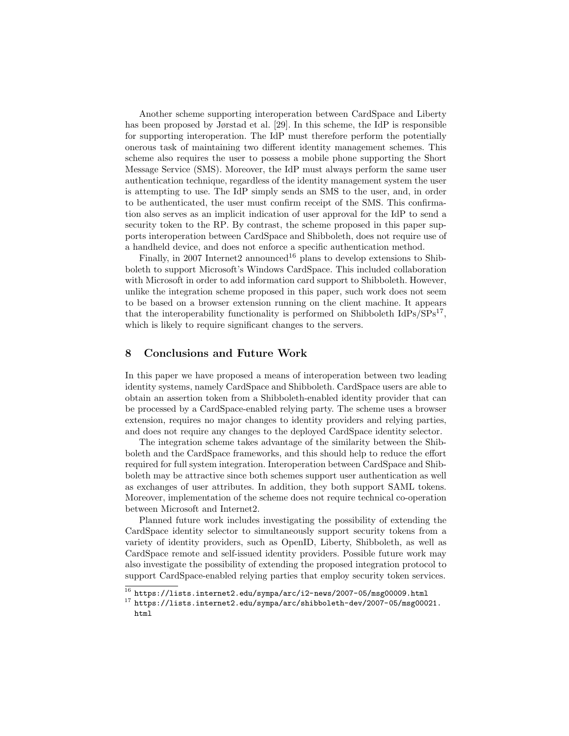Another scheme supporting interoperation between CardSpace and Liberty has been proposed by Jørstad et al. [29]. In this scheme, the IdP is responsible for supporting interoperation. The IdP must therefore perform the potentially onerous task of maintaining two different identity management schemes. This scheme also requires the user to possess a mobile phone supporting the Short Message Service (SMS). Moreover, the IdP must always perform the same user authentication technique, regardless of the identity management system the user is attempting to use. The IdP simply sends an SMS to the user, and, in order to be authenticated, the user must confirm receipt of the SMS. This confirmation also serves as an implicit indication of user approval for the IdP to send a security token to the RP. By contrast, the scheme proposed in this paper supports interoperation between CardSpace and Shibboleth, does not require use of a handheld device, and does not enforce a specific authentication method.

Finally, in 2007 Internet2 announced[16] plans to develop extensions to Shibboleth to support Microsoft's Windows CardSpace. This included collaboration with Microsoft in order to add information card support to Shibboleth. However, unlike the integration scheme proposed in this paper, such work does not seem to be based on a browser extension running on the client machine. It appears that the interoperability functionality is performed on Shibboleth IdPs/SPs[17], which is likely to require significant changes to the servers.

## 8 Conclusions and Future Work

In this paper we have proposed a means of interoperation between two leading identity systems, namely CardSpace and Shibboleth. CardSpace users are able to obtain an assertion token from a Shibboleth-enabled identity provider that can be processed by a CardSpace-enabled relying party. The scheme uses a browser extension, requires no major changes to identity providers and relying parties, and does not require any changes to the deployed CardSpace identity selector.

The integration scheme takes advantage of the similarity between the Shibboleth and the CardSpace frameworks, and this should help to reduce the effort required for full system integration. Interoperation between CardSpace and Shibboleth may be attractive since both schemes support user authentication as well as exchanges of user attributes. In addition, they both support SAML tokens. Moreover, implementation of the scheme does not require technical co-operation between Microsoft and Internet2.

Planned future work includes investigating the possibility of extending the CardSpace identity selector to simultaneously support security tokens from a variety of identity providers, such as OpenID, Liberty, Shibboleth, as well as CardSpace remote and self-issued identity providers. Possible future work may also investigate the possibility of extending the proposed integration protocol to support CardSpace-enabled relying parties that employ security token services.

---

[16] `https://lists.internet2.edu/sympa/arc/i2-news/2007-05/msg00009.html`

[17] `https://lists.internet2.edu/sympa/arc/shibboleth-dev/2007-05/msg00021.html`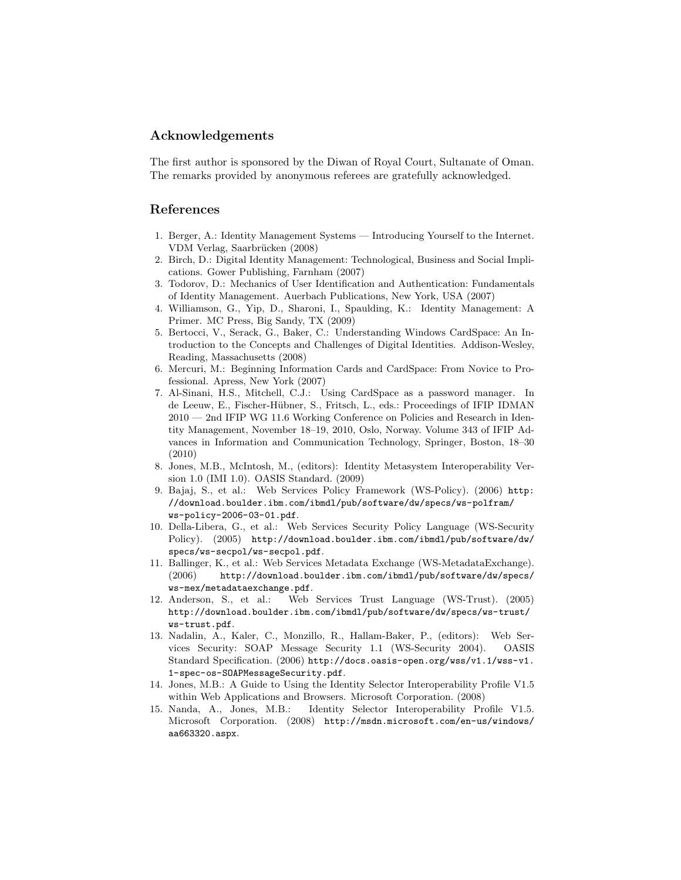## Acknowledgements

The first author is sponsored by the Diwan of Royal Court, Sultanate of Oman. The remarks provided by anonymous referees are gratefully acknowledged.

## References

1. Berger, A.: Identity Management Systems — Introducing Yourself to the Internet. VDM Verlag, Saarbrücken (2008)
2. Birch, D.: Digital Identity Management: Technological, Business and Social Implications. Gower Publishing, Farnham (2007)
3. Todorov, D.: Mechanics of User Identification and Authentication: Fundamentals of Identity Management. Auerbach Publications, New York, USA (2007)
4. Williamson, G., Yip, D., Sharoni, I., Spaulding, K.: Identity Management: A Primer. MC Press, Big Sandy, TX (2009)
5. Bertocci, V., Serack, G., Baker, C.: Understanding Windows CardSpace: An Introduction to the Concepts and Challenges of Digital Identities. Addison-Wesley, Reading, Massachusetts (2008)
6. Mercuri, M.: Beginning Information Cards and CardSpace: From Novice to Professional. Apress, New York (2007)
7. Al-Sinani, H.S., Mitchell, C.J.: Using CardSpace as a password manager. In de Leeuw, E., Fischer-Hübner, S., Fritsch, L., eds.: Proceedings of IFIP IDMAN 2010 — 2nd IFIP WG 11.6 Working Conference on Policies and Research in Identity Management, November 18–19, 2010, Oslo, Norway. Volume 343 of IFIP Advances in Information and Communication Technology, Springer, Boston, 18–30 (2010)
8. Jones, M.B., McIntosh, M., (editors): Identity Metasystem Interoperability Version 1.0 (IMI 1.0). OASIS Standard. (2009)
9. Bajaj, S., et al.: Web Services Policy Framework (WS-Policy). (2006) http://download.boulder.ibm.com/ibmdl/pub/software/dw/specs/ws-polfram/ws-policy-2006-03-01.pdf.
10. Della-Libera, G., et al.: Web Services Security Policy Language (WS-Security Policy). (2005) http://download.boulder.ibm.com/ibmdl/pub/software/dw/specs/ws-secpol/ws-secpol.pdf.
11. Ballinger, K., et al.: Web Services Metadata Exchange (WS-MetadataExchange). (2006) http://download.boulder.ibm.com/ibmdl/pub/software/dw/specs/ws-mex/metadataexchange.pdf.
12. Anderson, S., et al.: Web Services Trust Language (WS-Trust). (2005) http://download.boulder.ibm.com/ibmdl/pub/software/dw/specs/ws-trust/ws-trust.pdf.
13. Nadalin, A., Kaler, C., Monzillo, R., Hallam-Baker, P., (editors): Web Services Security: SOAP Message Security 1.1 (WS-Security 2004). OASIS Standard Specification. (2006) http://docs.oasis-open.org/wss/v1.1/wss-v1.1-spec-os-SOAPMessageSecurity.pdf.
14. Jones, M.B.: A Guide to Using the Identity Selector Interoperability Profile V1.5 within Web Applications and Browsers. Microsoft Corporation. (2008)
15. Nanda, A., Jones, M.B.: Identity Selector Interoperability Profile V1.5. Microsoft Corporation. (2008) http://msdn.microsoft.com/en-us/windows/aa663320.aspx.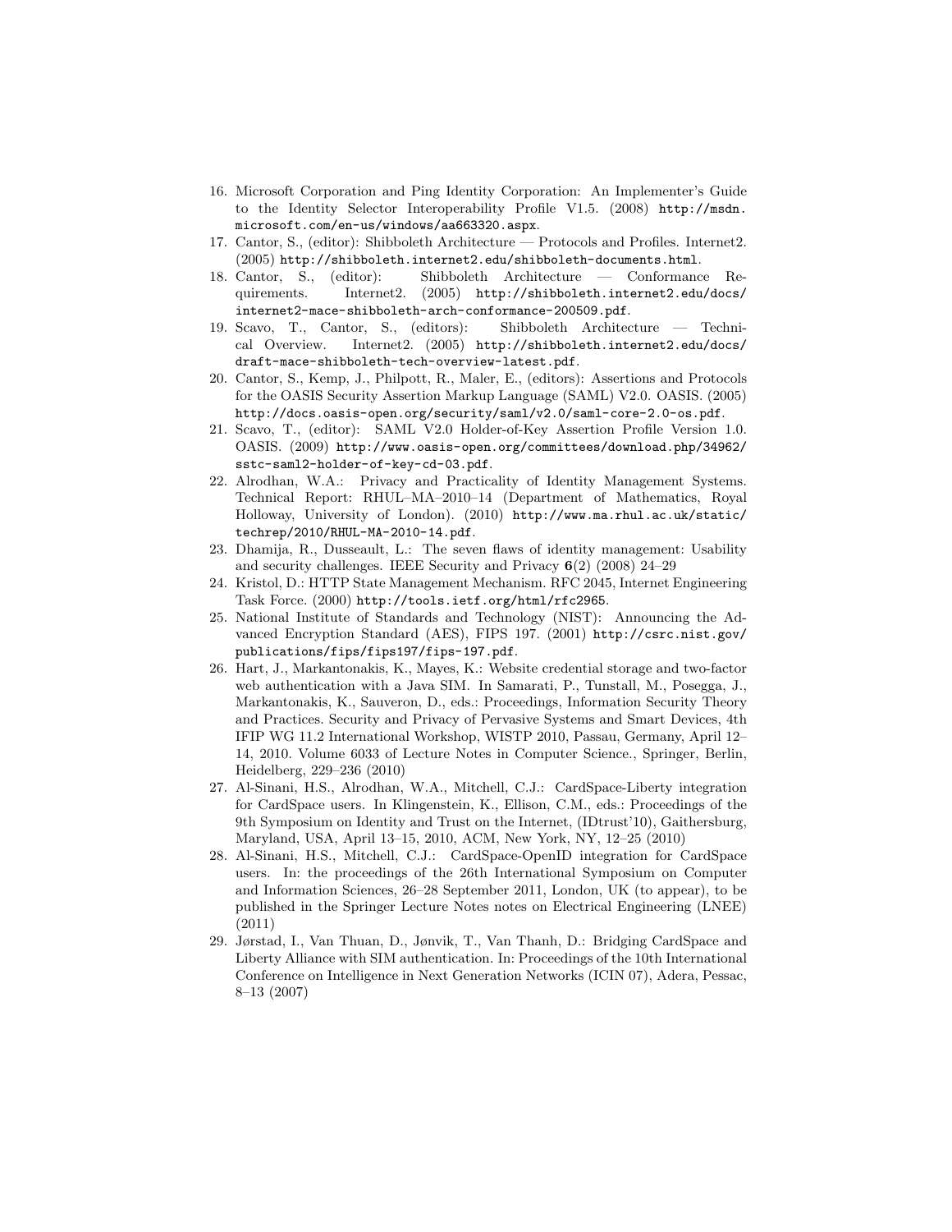16. Microsoft Corporation and Ping Identity Corporation: An Implementer's Guide to the Identity Selector Interoperability Profile V1.5. (2008) http://msdn.microsoft.com/en-us/windows/aa663320.aspx.
17. Cantor, S., (editor): Shibboleth Architecture — Protocols and Profiles. Internet2. (2005) http://shibboleth.internet2.edu/shibboleth-documents.html.
18. Cantor, S., (editor): Shibboleth Architecture — Conformance Requirements. Internet2. (2005) http://shibboleth.internet2.edu/docs/internet2-mace-shibboleth-arch-conformance-200509.pdf.
19. Scavo, T., Cantor, S., (editors): Shibboleth Architecture — Technical Overview. Internet2. (2005) http://shibboleth.internet2.edu/docs/draft-mace-shibboleth-tech-overview-latest.pdf.
20. Cantor, S., Kemp, J., Philpott, R., Maler, E., (editors): Assertions and Protocols for the OASIS Security Assertion Markup Language (SAML) V2.0. OASIS. (2005) http://docs.oasis-open.org/security/saml/v2.0/saml-core-2.0-os.pdf.
21. Scavo, T., (editor): SAML V2.0 Holder-of-Key Assertion Profile Version 1.0. OASIS. (2009) http://www.oasis-open.org/committees/download.php/34962/sstc-saml2-holder-of-key-cd-03.pdf.
22. Alrodhan, W.A.: Privacy and Practicality of Identity Management Systems. Technical Report: RHUL–MA–2010–14 (Department of Mathematics, Royal Holloway, University of London). (2010) http://www.ma.rhul.ac.uk/static/techrep/2010/RHUL-MA-2010-14.pdf.
23. Dhamija, R., Dusseault, L.: The seven flaws of identity management: Usability and security challenges. IEEE Security and Privacy **6**(2) (2008) 24–29
24. Kristol, D.: HTTP State Management Mechanism. RFC 2045, Internet Engineering Task Force. (2000) http://tools.ietf.org/html/rfc2965.
25. National Institute of Standards and Technology (NIST): Announcing the Advanced Encryption Standard (AES), FIPS 197. (2001) http://csrc.nist.gov/publications/fips/fips197/fips-197.pdf.
26. Hart, J., Markantonakis, K., Mayes, K.: Website credential storage and two-factor web authentication with a Java SIM. In Samarati, P., Tunstall, M., Posegga, J., Markantonakis, K., Sauveron, D., eds.: Proceedings, Information Security Theory and Practices. Security and Privacy of Pervasive Systems and Smart Devices, 4th IFIP WG 11.2 International Workshop, WISTP 2010, Passau, Germany, April 12–14, 2010. Volume 6033 of Lecture Notes in Computer Science., Springer, Berlin, Heidelberg, 229–236 (2010)
27. Al-Sinani, H.S., Alrodhan, W.A., Mitchell, C.J.: CardSpace-Liberty integration for CardSpace users. In Klingenstein, K., Ellison, C.M., eds.: Proceedings of the 9th Symposium on Identity and Trust on the Internet, (IDtrust'10), Gaithersburg, Maryland, USA, April 13–15, 2010, ACM, New York, NY, 12–25 (2010)
28. Al-Sinani, H.S., Mitchell, C.J.: CardSpace-OpenID integration for CardSpace users. In: the proceedings of the 26th International Symposium on Computer and Information Sciences, 26–28 September 2011, London, UK (to appear), to be published in the Springer Lecture Notes notes on Electrical Engineering (LNEE) (2011)
29. Jørstad, I., Van Thuan, D., Jønvik, T., Van Thanh, D.: Bridging CardSpace and Liberty Alliance with SIM authentication. In: Proceedings of the 10th International Conference on Intelligence in Next Generation Networks (ICIN 07), Adera, Pessac, 8–13 (2007)